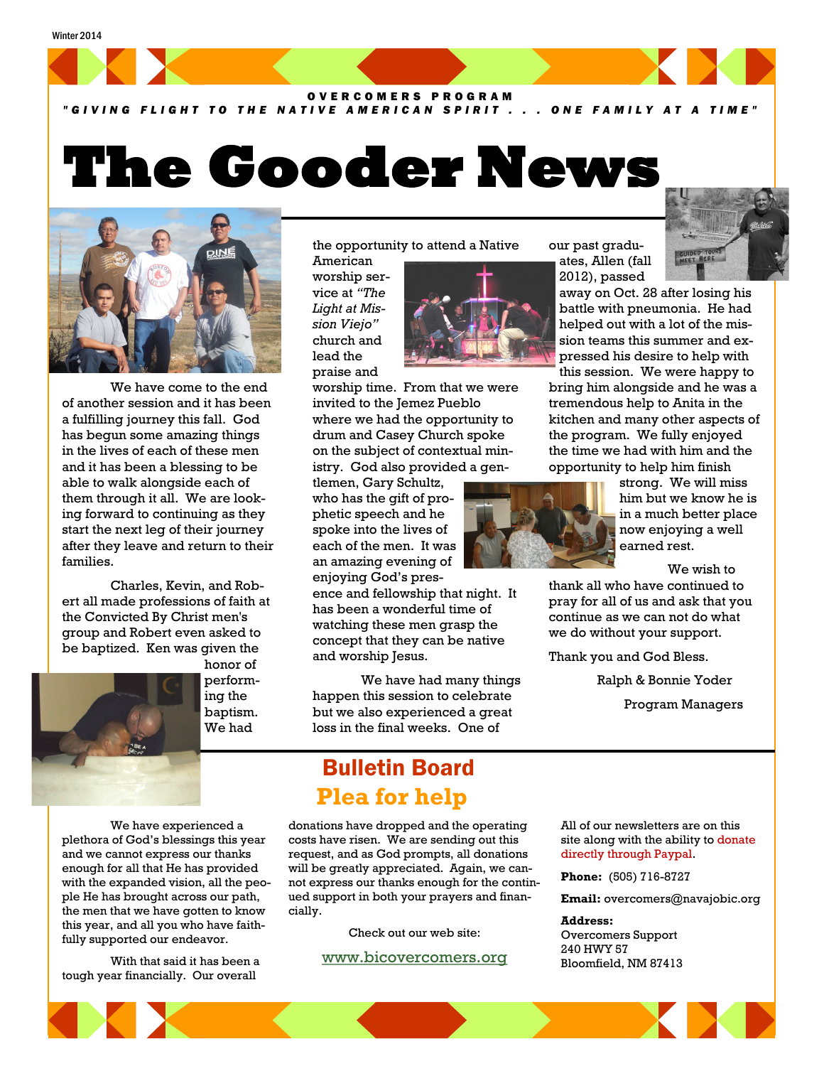Winter 2014

OVERCOMERS PROGRAM

*"GIVING FLIGHT TO THE NATIVE AMERICAN SPIRIT . . . ONE FAMILY AT A TIME"*

# The Gooder News

We have come to the end of another session and it has been a fulfilling journey this fall. God has begun some amazing things in the lives of each of these men and it has been a blessing to be able to walk alongside each of them through it all. We are looking forward to continuing as they start the next leg of their journey after they leave and return to their families.

Charles, Kevin, and Robert all made professions of faith at the Convicted By Christ men's group and Robert even asked to be baptized. Ken was given the honor of performing the baptism. We had the opportunity to attend a Native American worship service at *"The Light at Mission Viejo"* church and lead the praise and worship time. From that we were invited to the Jemez Pueblo where we had the opportunity to drum and Casey Church spoke on the subject of contextual ministry. God also provided a gentlemen, Gary Schultz, who has the gift of prophetic speech and he spoke into the lives of each of the men. It was an amazing evening of enjoying God's presence and fellowship that night. It has been a wonderful time of watching these men grasp the concept that they can be native and worship Jesus.

We have had many things happen this session to celebrate but we also experienced a great loss in the final weeks. One of our past graduates, Allen (fall 2012), passed away on Oct. 28 after losing his battle with pneumonia. He had helped out with a lot of the mission teams this summer and expressed his desire to help with this session. We were happy to bring him alongside and he was a tremendous help to Anita in the kitchen and many other aspects of the program. We fully enjoyed the time we had with him and the opportunity to help him finish strong. We will miss him but we know he is in a much better place now enjoying a well earned rest.

We wish to thank all who have continued to pray for all of us and ask that you continue as we can not do what we do without your support.

Thank you and God Bless.

Ralph & Bonnie Yoder

Program Managers

## Bulletin Board

## Plea for help

We have experienced a plethora of God's blessings this year and we cannot express our thanks enough for all that He has provided with the expanded vision, all the people He has brought across our path, the men that we have gotten to know this year, and all you who have faithfully supported our endeavor.

With that said it has been a tough year financially. Our overall donations have dropped and the operating costs have risen. We are sending out this request, and as God prompts, all donations will be greatly appreciated. Again, we cannot express our thanks enough for the continued support in both your prayers and financially.

Check out our web site:

www.bicovercomers.org

All of our newsletters are on this site along with the ability to donate directly through Paypal.

**Phone:** (505) 716-8727

**Email:** overcomers@navajobic.org

**Address:**
Overcomers Support
240 HWY 57
Bloomfield, NM 87413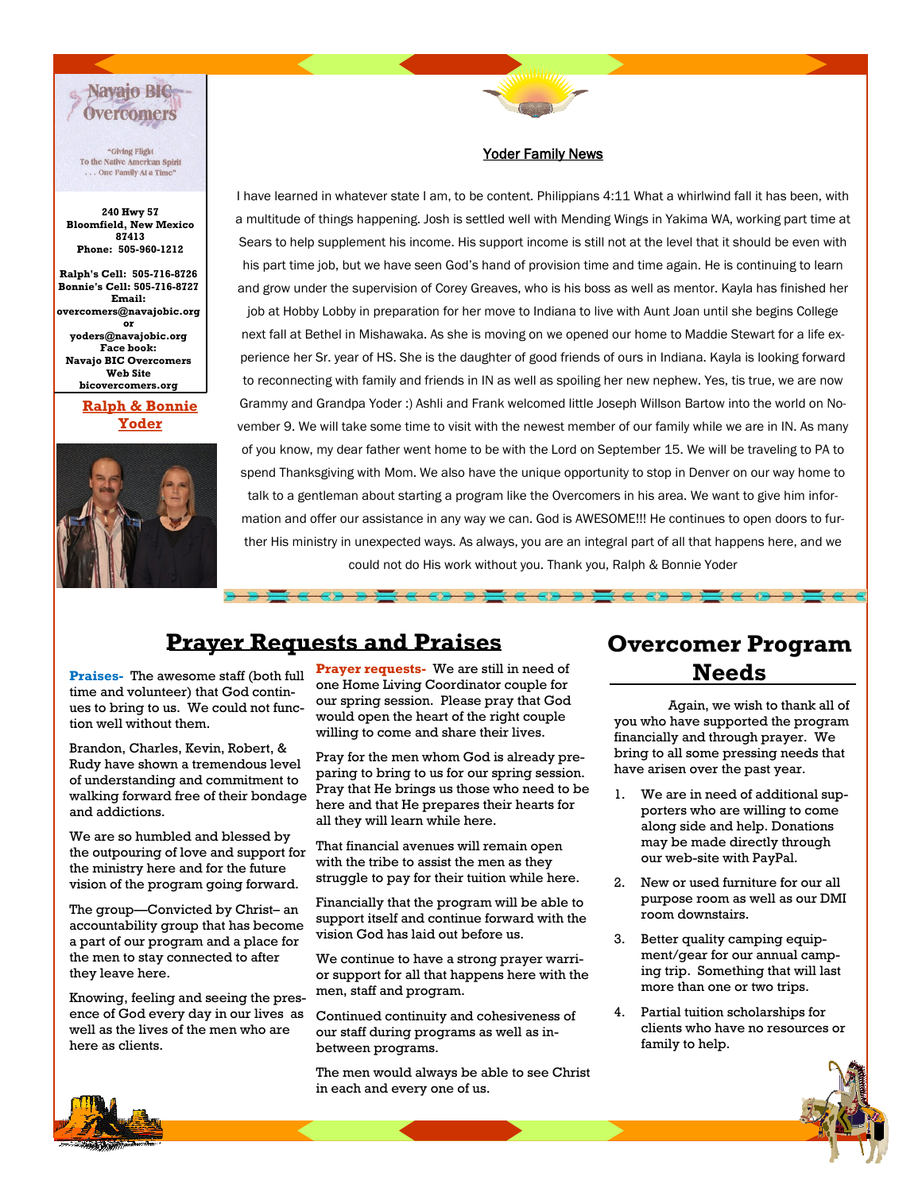Navajo BIC Overcomers

"Giving Flight To the Native American Spirit . . . One Family At a Time"

240 Hwy 57
Bloomfield, New Mexico
87413
Phone: 505-960-1212

Ralph's Cell: 505-716-8726
Bonnie's Cell: 505-716-8727
Email:
overcomers@navajobic.org
or
yoders@navajobic.org
Face book:
Navajo BIC Overcomers
Web Site
bicovercomers.org

**Ralph & Bonnie Yoder**

## Yoder Family News

I have learned in whatever state I am, to be content. Philippians 4:11 What a whirlwind fall it has been, with a multitude of things happening. Josh is settled well with Mending Wings in Yakima WA, working part time at Sears to help supplement his income. His support income is still not at the level that it should be even with his part time job, but we have seen God's hand of provision time and time again. He is continuing to learn and grow under the supervision of Corey Greaves, who is his boss as well as mentor. Kayla has finished her job at Hobby Lobby in preparation for her move to Indiana to live with Aunt Joan until she begins College next fall at Bethel in Mishawaka. As she is moving on we opened our home to Maddie Stewart for a life experience her Sr. year of HS. She is the daughter of good friends of ours in Indiana. Kayla is looking forward to reconnecting with family and friends in IN as well as spoiling her new nephew. Yes, tis true, we are now Grammy and Grandpa Yoder :) Ashli and Frank welcomed little Joseph Willson Bartow into the world on November 9. We will take some time to visit with the newest member of our family while we are in IN. As many of you know, my dear father went home to be with the Lord on September 15. We will be traveling to PA to spend Thanksgiving with Mom. We also have the unique opportunity to stop in Denver on our way home to talk to a gentleman about starting a program like the Overcomers in his area. We want to give him information and offer our assistance in any way we can. God is AWESOME!!! He continues to open doors to further His ministry in unexpected ways. As always, you are an integral part of all that happens here, and we could not do His work without you. Thank you, Ralph & Bonnie Yoder

## Prayer Requests and Praises

**Praises-** The awesome staff (both full time and volunteer) that God continues to bring to us. We could not function well without them.

Brandon, Charles, Kevin, Robert, & Rudy have shown a tremendous level of understanding and commitment to walking forward free of their bondage and addictions.

We are so humbled and blessed by the outpouring of love and support for the ministry here and for the future vision of the program going forward.

The group—Convicted by Christ– an accountability group that has become a part of our program and a place for the men to stay connected to after they leave here.

Knowing, feeling and seeing the presence of God every day in our lives as well as the lives of the men who are here as clients.

**Prayer requests-** We are still in need of one Home Living Coordinator couple for our spring session. Please pray that God would open the heart of the right couple willing to come and share their lives.

Pray for the men whom God is already preparing to bring to us for our spring session. Pray that He brings us those who need to be here and that He prepares their hearts for all they will learn while here.

That financial avenues will remain open with the tribe to assist the men as they struggle to pay for their tuition while here.

Financially that the program will be able to support itself and continue forward with the vision God has laid out before us.

We continue to have a strong prayer warrior support for all that happens here with the men, staff and program.

Continued continuity and cohesiveness of our staff during programs as well as in-between programs.

The men would always be able to see Christ in each and every one of us.

## Overcomer Program Needs

Again, we wish to thank all of you who have supported the program financially and through prayer. We bring to all some pressing needs that have arisen over the past year.

1. We are in need of additional supporters who are willing to come along side and help. Donations may be made directly through our web-site with PayPal.
2. New or used furniture for our all purpose room as well as our DMI room downstairs.
3. Better quality camping equipment/gear for our annual camping trip. Something that will last more than one or two trips.
4. Partial tuition scholarships for clients who have no resources or family to help.